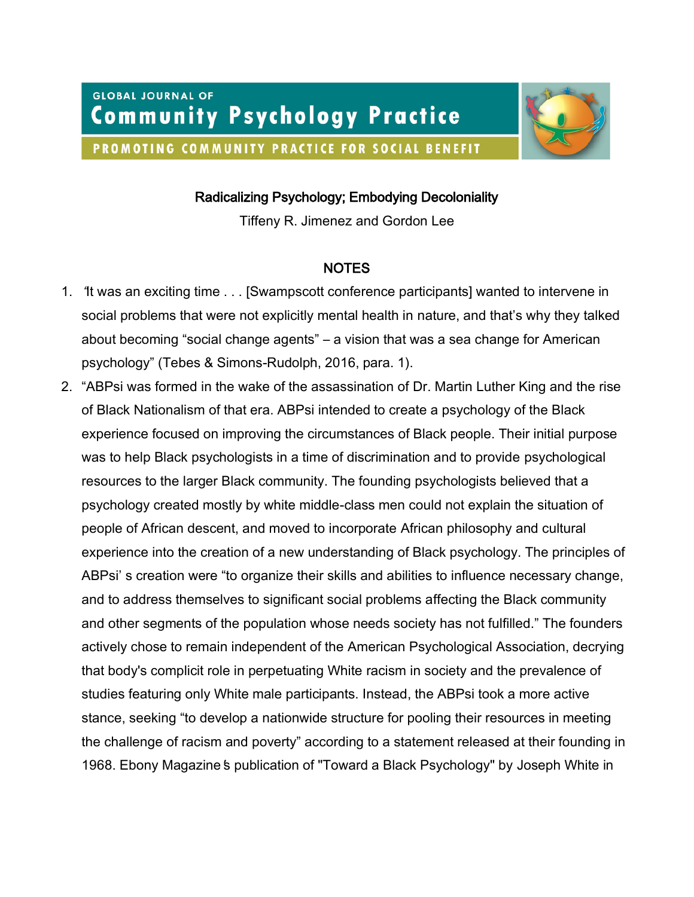Radicalizing Psychology; Embodying Decoloniality

Tiffeny R. Jimenez and Gordon Lee

## NOTES

1. "It was an exciting time . . . [Swampscott conference participants] wanted to intervene in social problems that were not explicitly mental health in nature, and that's why they talked about becoming "social change agents" – a vision that was a sea change for American psychology" (Tebes & Simons-Rudolph, 2016, para. 1).
2. "ABPsi was formed in the wake of the assassination of Dr. Martin Luther King and the rise of Black Nationalism of that era. ABPsi intended to create a psychology of the Black experience focused on improving the circumstances of Black people. Their initial purpose was to help Black psychologists in a time of discrimination and to provide psychological resources to the larger Black community. The founding psychologists believed that a psychology created mostly by white middle-class men could not explain the situation of people of African descent, and moved to incorporate African philosophy and cultural experience into the creation of a new understanding of Black psychology. The principles of ABPsi' s creation were "to organize their skills and abilities to influence necessary change, and to address themselves to significant social problems affecting the Black community and other segments of the population whose needs society has not fulfilled." The founders actively chose to remain independent of the American Psychological Association, decrying that body's complicit role in perpetuating White racism in society and the prevalence of studies featuring only White male participants. Instead, the ABPsi took a more active stance, seeking "to develop a nationwide structure for pooling their resources in meeting the challenge of racism and poverty" according to a statement released at their founding in 1968. Ebony Magazine's publication of "Toward a Black Psychology" by Joseph White in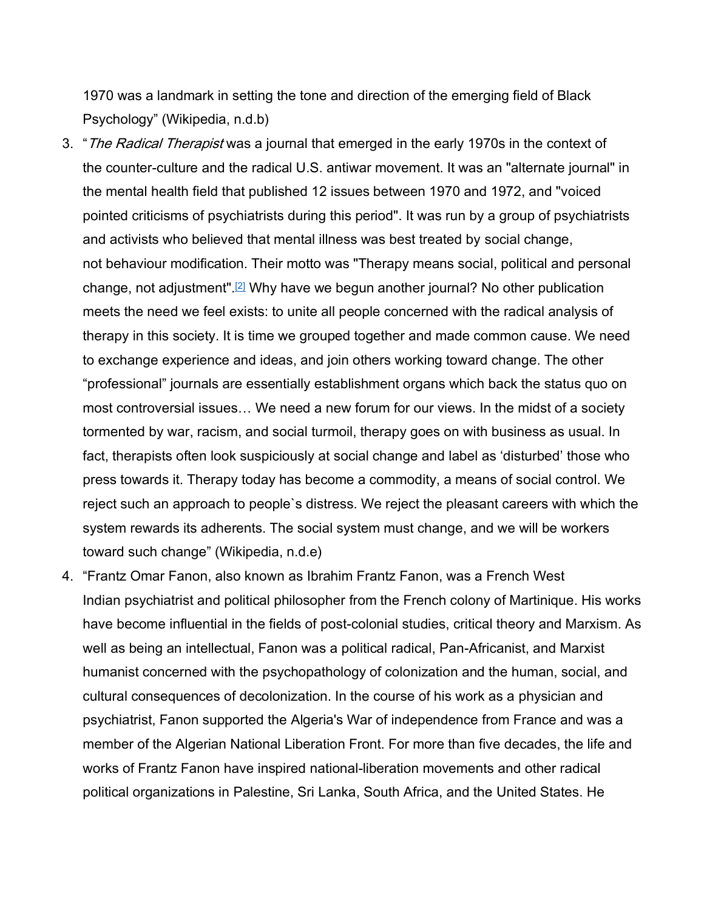1970 was a landmark in setting the tone and direction of the emerging field of Black Psychology” (Wikipedia, n.d.b)

3. “*The Radical Therapist* was a journal that emerged in the early 1970s in the context of the counter-culture and the radical U.S. antiwar movement. It was an "alternate journal" in the mental health field that published 12 issues between 1970 and 1972, and "voiced pointed criticisms of psychiatrists during this period". It was run by a group of psychiatrists and activists who believed that mental illness was best treated by social change, not behaviour modification. Their motto was "Therapy means social, political and personal change, not adjustment".[2] Why have we begun another journal? No other publication meets the need we feel exists: to unite all people concerned with the radical analysis of therapy in this society. It is time we grouped together and made common cause. We need to exchange experience and ideas, and join others working toward change. The other “professional” journals are essentially establishment organs which back the status quo on most controversial issues… We need a new forum for our views. In the midst of a society tormented by war, racism, and social turmoil, therapy goes on with business as usual. In fact, therapists often look suspiciously at social change and label as ‘disturbed’ those who press towards it. Therapy today has become a commodity, a means of social control. We reject such an approach to people`s distress. We reject the pleasant careers with which the system rewards its adherents. The social system must change, and we will be workers toward such change” (Wikipedia, n.d.e)
4. “Frantz Omar Fanon, also known as Ibrahim Frantz Fanon, was a French West Indian psychiatrist and political philosopher from the French colony of Martinique. His works have become influential in the fields of post-colonial studies, critical theory and Marxism. As well as being an intellectual, Fanon was a political radical, Pan-Africanist, and Marxist humanist concerned with the psychopathology of colonization and the human, social, and cultural consequences of decolonization. In the course of his work as a physician and psychiatrist, Fanon supported the Algeria's War of independence from France and was a member of the Algerian National Liberation Front. For more than five decades, the life and works of Frantz Fanon have inspired national-liberation movements and other radical political organizations in Palestine, Sri Lanka, South Africa, and the United States. He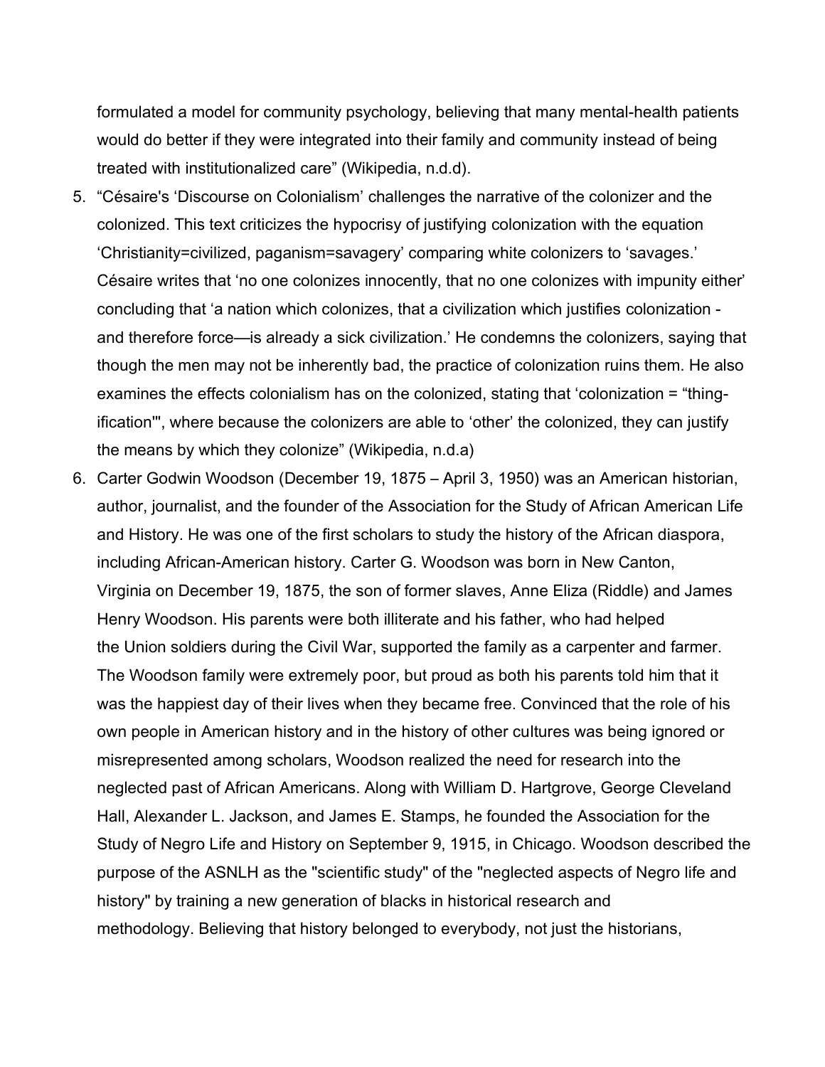formulated a model for community psychology, believing that many mental-health patients would do better if they were integrated into their family and community instead of being treated with institutionalized care" (Wikipedia, n.d.d).

5. "Césaire's 'Discourse on Colonialism' challenges the narrative of the colonizer and the colonized. This text criticizes the hypocrisy of justifying colonization with the equation 'Christianity=civilized, paganism=savagery' comparing white colonizers to 'savages.' Césaire writes that 'no one colonizes innocently, that no one colonizes with impunity either' concluding that 'a nation which colonizes, that a civilization which justifies colonization - and therefore force—is already a sick civilization.' He condemns the colonizers, saying that though the men may not be inherently bad, the practice of colonization ruins them. He also examines the effects colonialism has on the colonized, stating that 'colonization = "thing-ification"', where because the colonizers are able to 'other' the colonized, they can justify the means by which they colonize" (Wikipedia, n.d.a)
6. Carter Godwin Woodson (December 19, 1875 – April 3, 1950) was an American historian, author, journalist, and the founder of the Association for the Study of African American Life and History. He was one of the first scholars to study the history of the African diaspora, including African-American history. Carter G. Woodson was born in New Canton, Virginia on December 19, 1875, the son of former slaves, Anne Eliza (Riddle) and James Henry Woodson. His parents were both illiterate and his father, who had helped the Union soldiers during the Civil War, supported the family as a carpenter and farmer. The Woodson family were extremely poor, but proud as both his parents told him that it was the happiest day of their lives when they became free. Convinced that the role of his own people in American history and in the history of other cultures was being ignored or misrepresented among scholars, Woodson realized the need for research into the neglected past of African Americans. Along with William D. Hartgrove, George Cleveland Hall, Alexander L. Jackson, and James E. Stamps, he founded the Association for the Study of Negro Life and History on September 9, 1915, in Chicago. Woodson described the purpose of the ASNLH as the "scientific study" of the "neglected aspects of Negro life and history" by training a new generation of blacks in historical research and methodology. Believing that history belonged to everybody, not just the historians,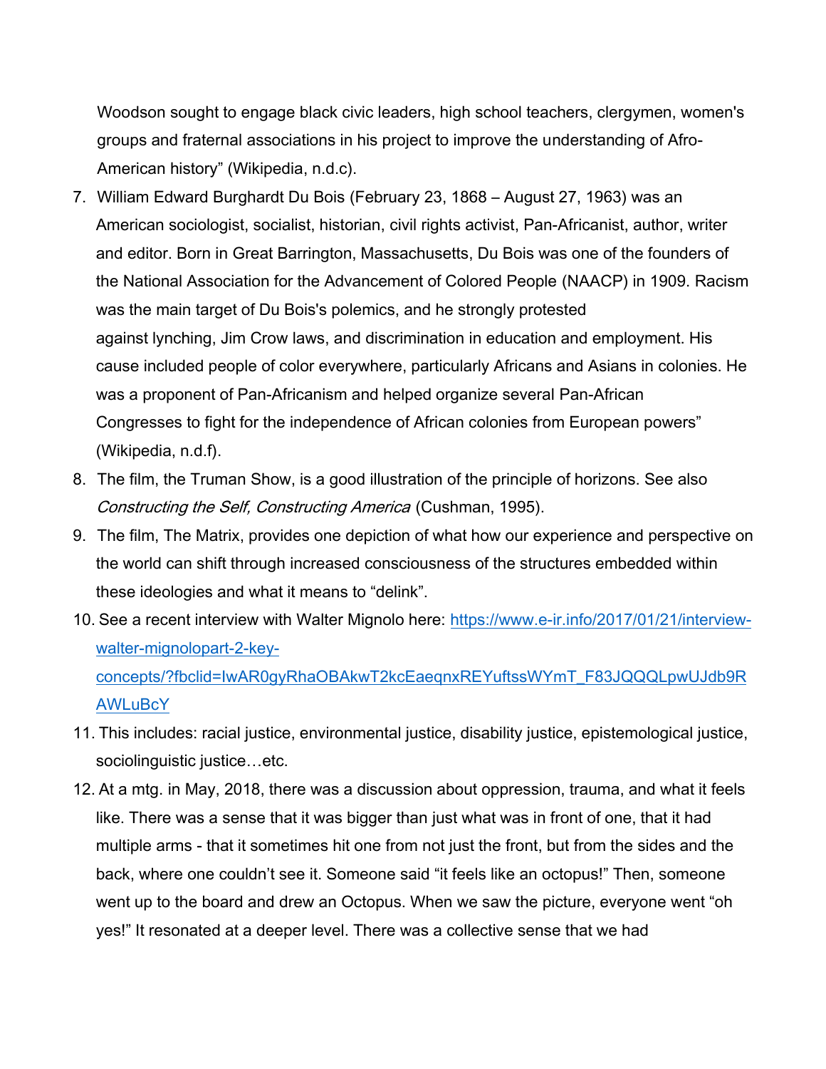Woodson sought to engage black civic leaders, high school teachers, clergymen, women's groups and fraternal associations in his project to improve the understanding of Afro-American history" (Wikipedia, n.d.c).

7. William Edward Burghardt Du Bois (February 23, 1868 – August 27, 1963) was an American sociologist, socialist, historian, civil rights activist, Pan-Africanist, author, writer and editor. Born in Great Barrington, Massachusetts, Du Bois was one of the founders of the National Association for the Advancement of Colored People (NAACP) in 1909. Racism was the main target of Du Bois's polemics, and he strongly protested against lynching, Jim Crow laws, and discrimination in education and employment. His cause included people of color everywhere, particularly Africans and Asians in colonies. He was a proponent of Pan-Africanism and helped organize several Pan-African Congresses to fight for the independence of African colonies from European powers" (Wikipedia, n.d.f).
8. The film, the Truman Show, is a good illustration of the principle of horizons. See also *Constructing the Self, Constructing America* (Cushman, 1995).
9. The film, The Matrix, provides one depiction of what how our experience and perspective on the world can shift through increased consciousness of the structures embedded within these ideologies and what it means to "delink".
10. See a recent interview with Walter Mignolo here: [https://www.e-ir.info/2017/01/21/interview-walter-mignolopart-2-key-concepts/?fbclid=IwAR0gyRhaOBAkwT2kcEaeqnxREYuftssWYmT_F83JQQQLpwUJdb9RAWLuBcY](https://www.e-ir.info/2017/01/21/interview-walter-mignolopart-2-key-concepts/?fbclid=IwAR0gyRhaOBAkwT2kcEaeqnxREYuftssWYmT_F83JQQQLpwUJdb9RAWLuBcY)
11. This includes: racial justice, environmental justice, disability justice, epistemological justice, sociolinguistic justice…etc.
12. At a mtg. in May, 2018, there was a discussion about oppression, trauma, and what it feels like. There was a sense that it was bigger than just what was in front of one, that it had multiple arms - that it sometimes hit one from not just the front, but from the sides and the back, where one couldn't see it. Someone said "it feels like an octopus!" Then, someone went up to the board and drew an Octopus. When we saw the picture, everyone went "oh yes!" It resonated at a deeper level. There was a collective sense that we had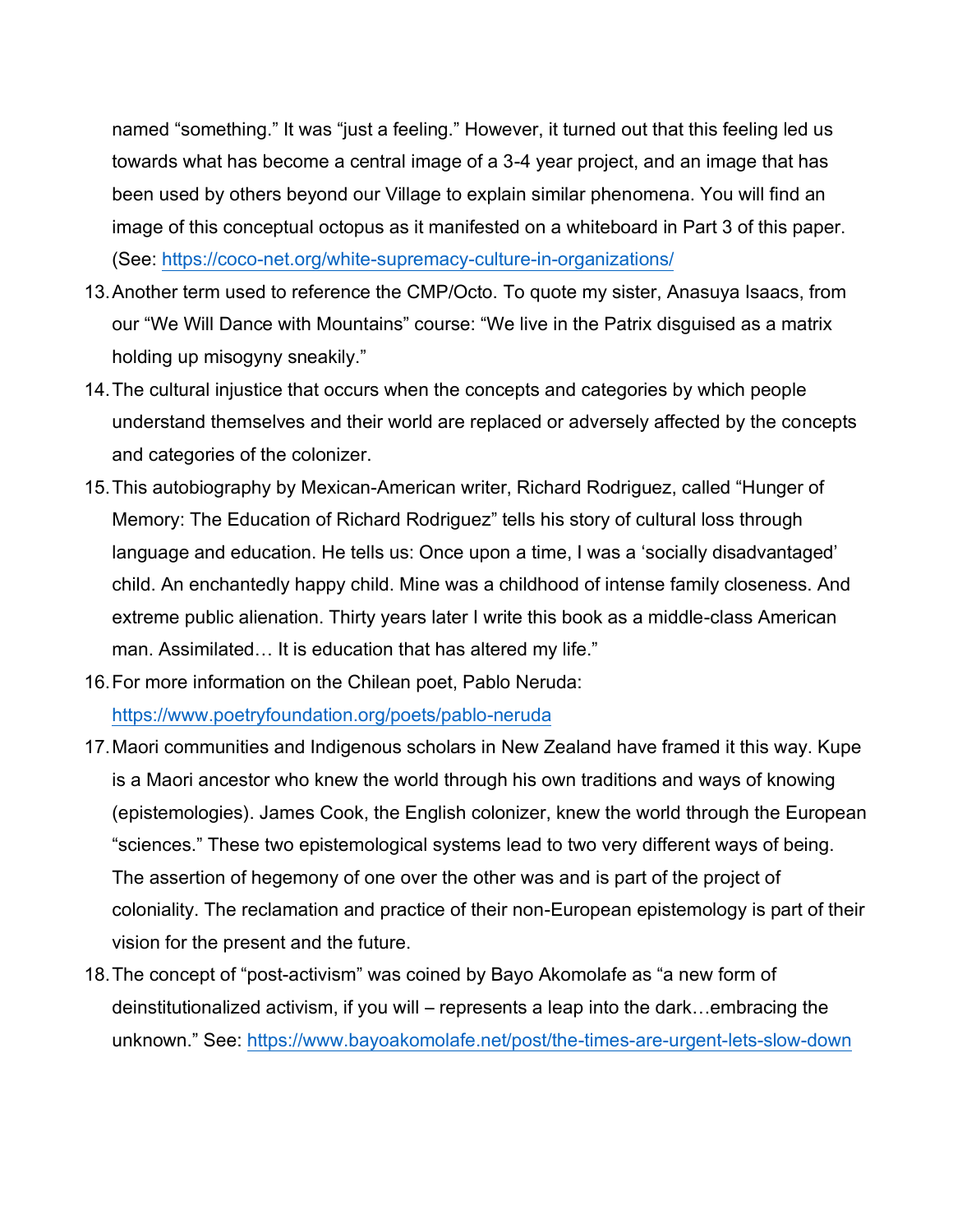named "something." It was "just a feeling." However, it turned out that this feeling led us towards what has become a central image of a 3-4 year project, and an image that has been used by others beyond our Village to explain similar phenomena. You will find an image of this conceptual octopus as it manifested on a whiteboard in Part 3 of this paper. (See: https://coco-net.org/white-supremacy-culture-in-organizations/

13. Another term used to reference the CMP/Octo. To quote my sister, Anasuya Isaacs, from our "We Will Dance with Mountains" course: "We live in the Patrix disguised as a matrix holding up misogyny sneakily."
14. The cultural injustice that occurs when the concepts and categories by which people understand themselves and their world are replaced or adversely affected by the concepts and categories of the colonizer.
15. This autobiography by Mexican-American writer, Richard Rodriguez, called "Hunger of Memory: The Education of Richard Rodriguez" tells his story of cultural loss through language and education. He tells us: Once upon a time, I was a 'socially disadvantaged' child. An enchantedly happy child. Mine was a childhood of intense family closeness. And extreme public alienation. Thirty years later I write this book as a middle-class American man. Assimilated… It is education that has altered my life."
16. For more information on the Chilean poet, Pablo Neruda: https://www.poetryfoundation.org/poets/pablo-neruda
17. Maori communities and Indigenous scholars in New Zealand have framed it this way. Kupe is a Maori ancestor who knew the world through his own traditions and ways of knowing (epistemologies). James Cook, the English colonizer, knew the world through the European "sciences." These two epistemological systems lead to two very different ways of being. The assertion of hegemony of one over the other was and is part of the project of coloniality. The reclamation and practice of their non-European epistemology is part of their vision for the present and the future.
18. The concept of "post-activism" was coined by Bayo Akomolafe as "a new form of deinstitutionalized activism, if you will – represents a leap into the dark…embracing the unknown." See: https://www.bayoakomolafe.net/post/the-times-are-urgent-lets-slow-down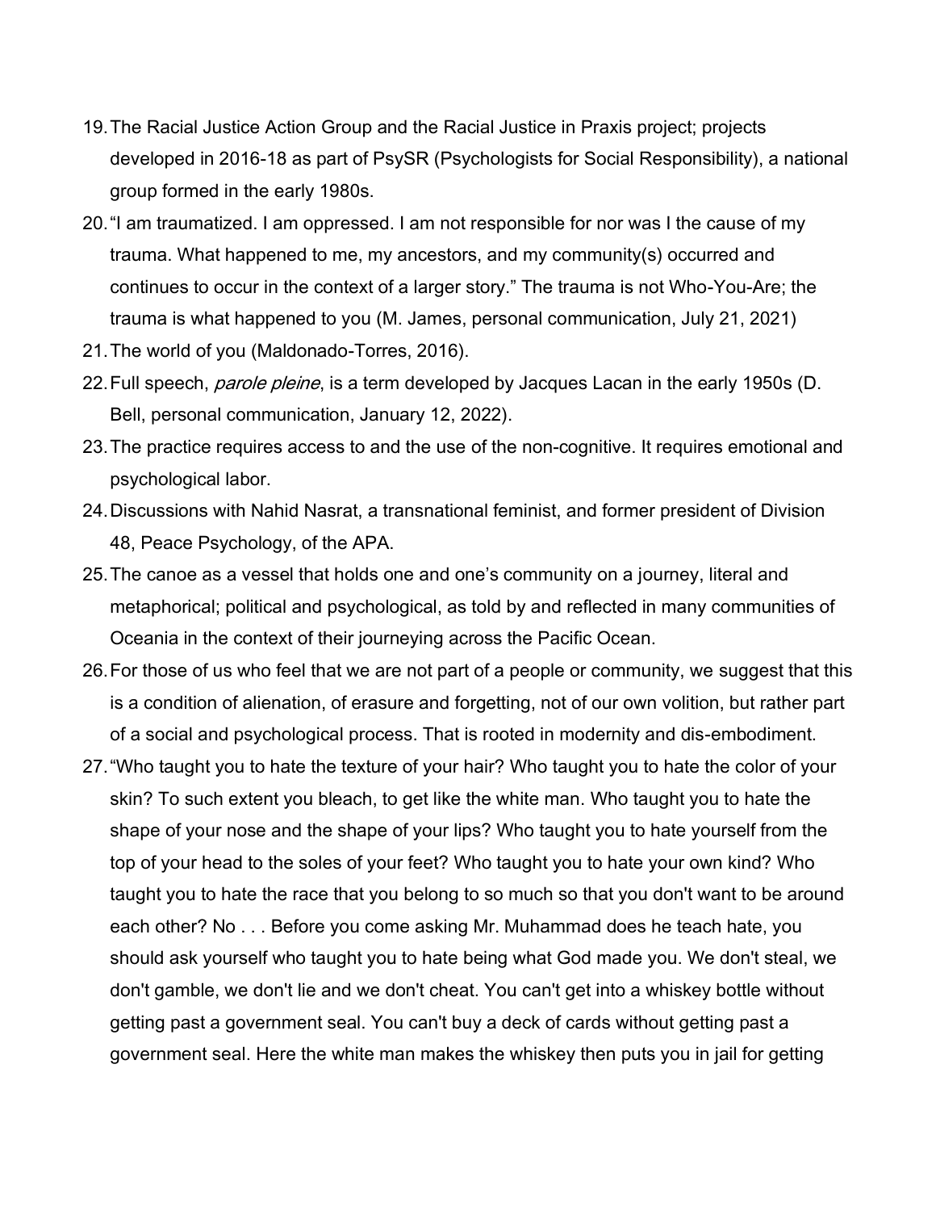19. The Racial Justice Action Group and the Racial Justice in Praxis project; projects developed in 2016-18 as part of PsySR (Psychologists for Social Responsibility), a national group formed in the early 1980s.
20. "I am traumatized. I am oppressed. I am not responsible for nor was I the cause of my trauma. What happened to me, my ancestors, and my community(s) occurred and continues to occur in the context of a larger story." The trauma is not Who-You-Are; the trauma is what happened to you (M. James, personal communication, July 21, 2021)
21. The world of you (Maldonado-Torres, 2016).
22. Full speech, *parole pleine*, is a term developed by Jacques Lacan in the early 1950s (D. Bell, personal communication, January 12, 2022).
23. The practice requires access to and the use of the non-cognitive. It requires emotional and psychological labor.
24. Discussions with Nahid Nasrat, a transnational feminist, and former president of Division 48, Peace Psychology, of the APA.
25. The canoe as a vessel that holds one and one's community on a journey, literal and metaphorical; political and psychological, as told by and reflected in many communities of Oceania in the context of their journeying across the Pacific Ocean.
26. For those of us who feel that we are not part of a people or community, we suggest that this is a condition of alienation, of erasure and forgetting, not of our own volition, but rather part of a social and psychological process. That is rooted in modernity and dis-embodiment.
27. "Who taught you to hate the texture of your hair? Who taught you to hate the color of your skin? To such extent you bleach, to get like the white man. Who taught you to hate the shape of your nose and the shape of your lips? Who taught you to hate yourself from the top of your head to the soles of your feet? Who taught you to hate your own kind? Who taught you to hate the race that you belong to so much so that you don't want to be around each other? No . . . Before you come asking Mr. Muhammad does he teach hate, you should ask yourself who taught you to hate being what God made you. We don't steal, we don't gamble, we don't lie and we don't cheat. You can't get into a whiskey bottle without getting past a government seal. You can't buy a deck of cards without getting past a government seal. Here the white man makes the whiskey then puts you in jail for getting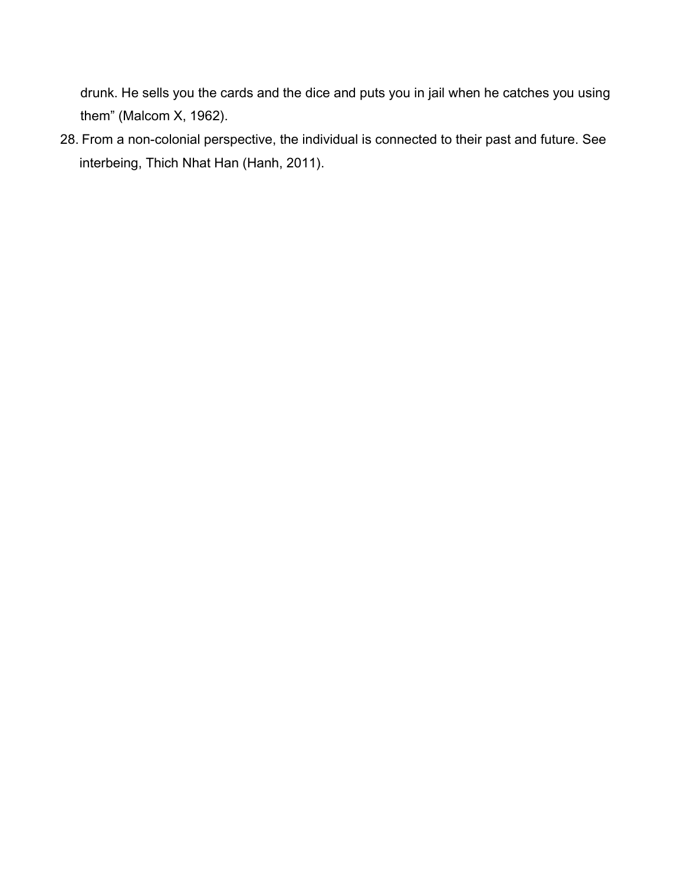drunk. He sells you the cards and the dice and puts you in jail when he catches you using them" (Malcom X, 1962).

28. From a non-colonial perspective, the individual is connected to their past and future. See interbeing, Thich Nhat Han (Hanh, 2011).